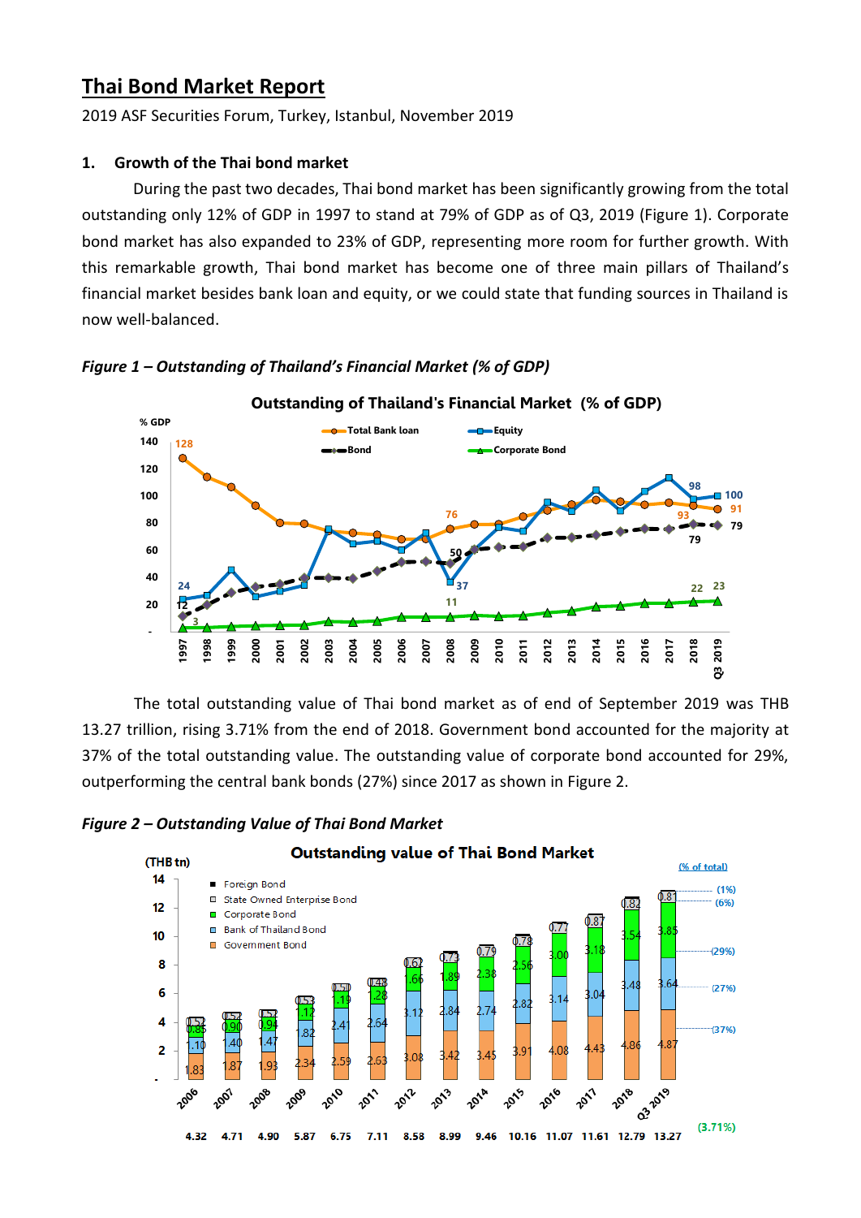# Thai Bond Market Report

2019 ASF Securities Forum, Turkey, Istanbul, November 2019

### 1. Growth of the Thai bond market

During the past two decades, Thai bond market has been significantly growing from the total outstanding only 12% of GDP in 1997 to stand at 79% of GDP as of Q3, 2019 (Figure 1). Corporate bond market has also expanded to 23% of GDP, representing more room for further growth. With this remarkable growth, Thai bond market has become one of three main pillars of Thailand's financial market besides bank loan and equity, or we could state that funding sources in Thailand is now well-balanced.

*Figure 1 – Outstanding of Thailand's Financial Market (% of GDP)*

The total outstanding value of Thai bond market as of end of September 2019 was THB 13.27 trillion, rising 3.71% from the end of 2018. Government bond accounted for the majority at 37% of the total outstanding value. The outstanding value of corporate bond accounted for 29%, outperforming the central bank bonds (27%) since 2017 as shown in Figure 2.

*Figure 2 – Outstanding Value of Thai Bond Market*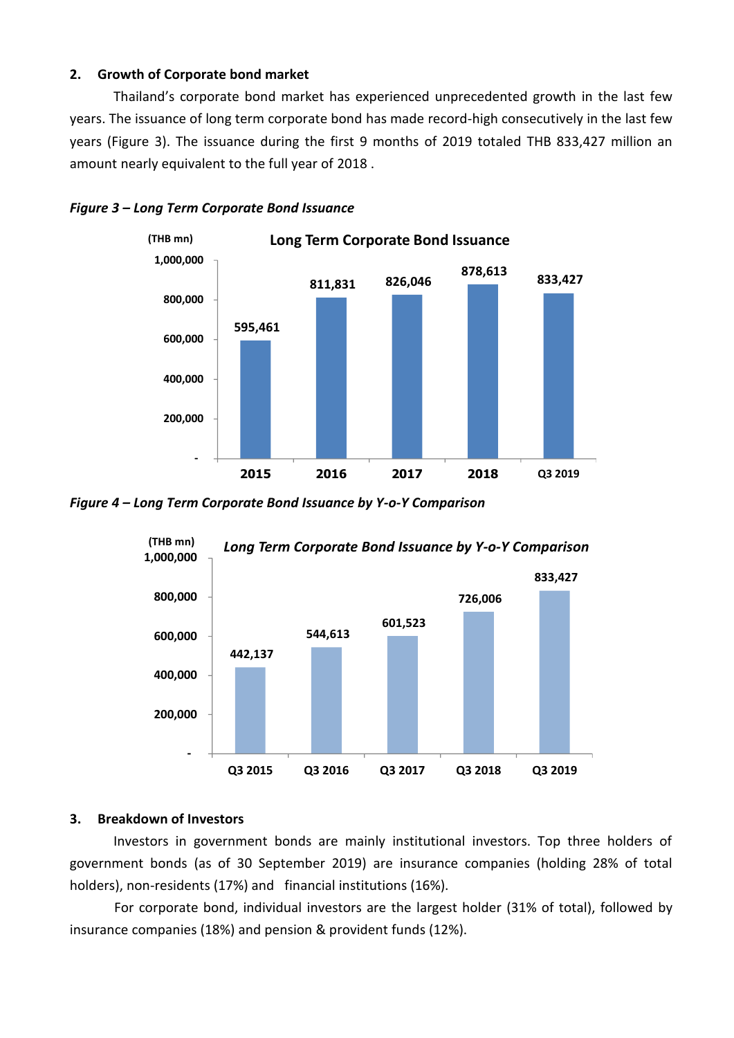## 2. Growth of Corporate bond market

Thailand's corporate bond market has experienced unprecedented growth in the last few years. The issuance of long term corporate bond has made record-high consecutively in the last few years (Figure 3). The issuance during the first 9 months of 2019 totaled THB 833,427 million an amount nearly equivalent to the full year of 2018 .

***Figure 3 – Long Term Corporate Bond Issuance***

**Long Term Corporate Bond Issuance** (THB mn)

| Year | Issuance |
|---|---|
| 2015 | 595,461 |
| 2016 | 811,831 |
| 2017 | 826,046 |
| 2018 | 878,613 |
| Q3 2019 | 833,427 |

***Figure 4 – Long Term Corporate Bond Issuance by Y-o-Y Comparison***

***Long Term Corporate Bond Issuance by Y-o-Y Comparison*** (THB mn)

| Period | Issuance |
|---|---|
| Q3 2015 | 442,137 |
| Q3 2016 | 544,613 |
| Q3 2017 | 601,523 |
| Q3 2018 | 726,006 |
| Q3 2019 | 833,427 |

## 3. Breakdown of Investors

Investors in government bonds are mainly institutional investors. Top three holders of government bonds (as of 30 September 2019) are insurance companies (holding 28% of total holders), non-residents (17%) and financial institutions (16%).

For corporate bond, individual investors are the largest holder (31% of total), followed by insurance companies (18%) and pension & provident funds (12%).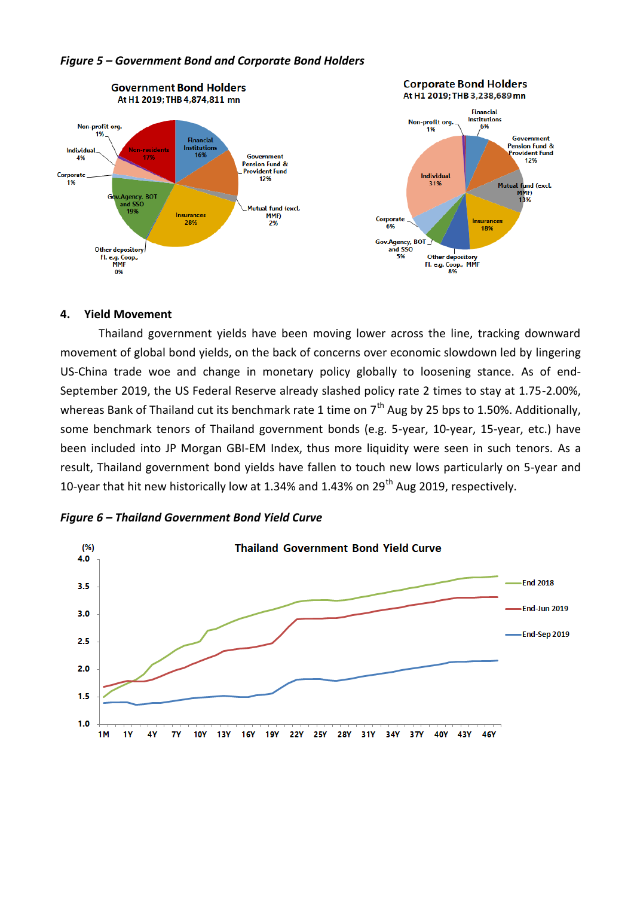*Figure 5 – Government Bond and Corporate Bond Holders*

**Government Bond Holders**
At H1 2019; THB 4,874,811 mn

Financial Institutions 16%; Government Pension Fund & Provident Fund 12%; Mutual fund (excl. MMF) 2%; Insurances 28%; Other depository FI. e.g. Coop., MMF 0%; Gov.Agency, BOT and SSO 19%; Corporate 1%; Individual 4%; Non-profit org. 1%; Non-residents 17%

**Corporate Bond Holders**
At H1 2019; THB 3,238,689 mn

Financial Institutions 6%; Government Pension Fund & Provident Fund 12%; Mutual fund (excl. MMF) 13%; Insurances 18%; Other depository FI. e.g. Coop., MMF 8%; Gov.Agency, BOT and SSO 5%; Corporate 6%; Individual 31%; Non-profit org. 1%

## 4. Yield Movement

Thailand government yields have been moving lower across the line, tracking downward movement of global bond yields, on the back of concerns over economic slowdown led by lingering US-China trade woe and change in monetary policy globally to loosening stance. As of end-September 2019, the US Federal Reserve already slashed policy rate 2 times to stay at 1.75-2.00%, whereas Bank of Thailand cut its benchmark rate 1 time on 7th Aug by 25 bps to 1.50%. Additionally, some benchmark tenors of Thailand government bonds (e.g. 5-year, 10-year, 15-year, etc.) have been included into JP Morgan GBI-EM Index, thus more liquidity were seen in such tenors. As a result, Thailand government bond yields have fallen to touch new lows particularly on 5-year and 10-year that hit new historically low at 1.34% and 1.43% on 29th Aug 2019, respectively.

*Figure 6 – Thailand Government Bond Yield Curve*

**Thailand Government Bond Yield Curve**

(%) — Series: End 2018; End-Jun 2019; End-Sep 2019 — Tenors: 1M to 46Y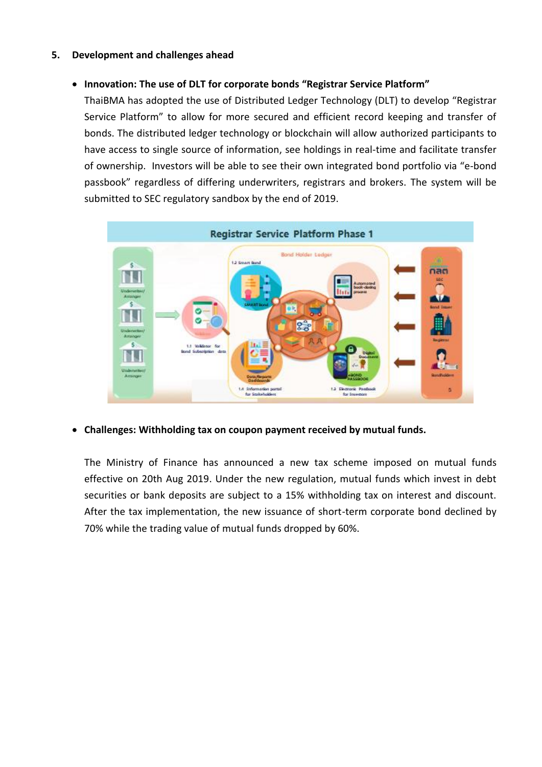## 5. Development and challenges ahead

- **Innovation: The use of DLT for corporate bonds "Registrar Service Platform"**

  ThaiBMA has adopted the use of Distributed Ledger Technology (DLT) to develop "Registrar Service Platform" to allow for more secured and efficient record keeping and transfer of bonds. The distributed ledger technology or blockchain will allow authorized participants to have access to single source of information, see holdings in real-time and facilitate transfer of ownership. Investors will be able to see their own integrated bond portfolio via "e-bond passbook" regardless of differing underwriters, registrars and brokers. The system will be submitted to SEC regulatory sandbox by the end of 2019.

Registrar Service Platform Phase 1

Bond Holder Ledger

Underwriter/ Arranger

Underwriter/ Arranger

Underwriter/ Arranger

1.1 Validator for Bond Subscription data

1.2 Smart Bond

SMART Bond

Automated book-closing process

Data/Reports Dashboards

1.4 Information portal for Stakeholders

Digital Document

eBOND PASSBOOK

1.3 Electronic Passbook for Investors

SEC

Bond Issuer

Registrar

Bondholders

- **Challenges: Withholding tax on coupon payment received by mutual funds.**

  The Ministry of Finance has announced a new tax scheme imposed on mutual funds effective on 20th Aug 2019. Under the new regulation, mutual funds which invest in debt securities or bank deposits are subject to a 15% withholding tax on interest and discount. After the tax implementation, the new issuance of short-term corporate bond declined by 70% while the trading value of mutual funds dropped by 60%.